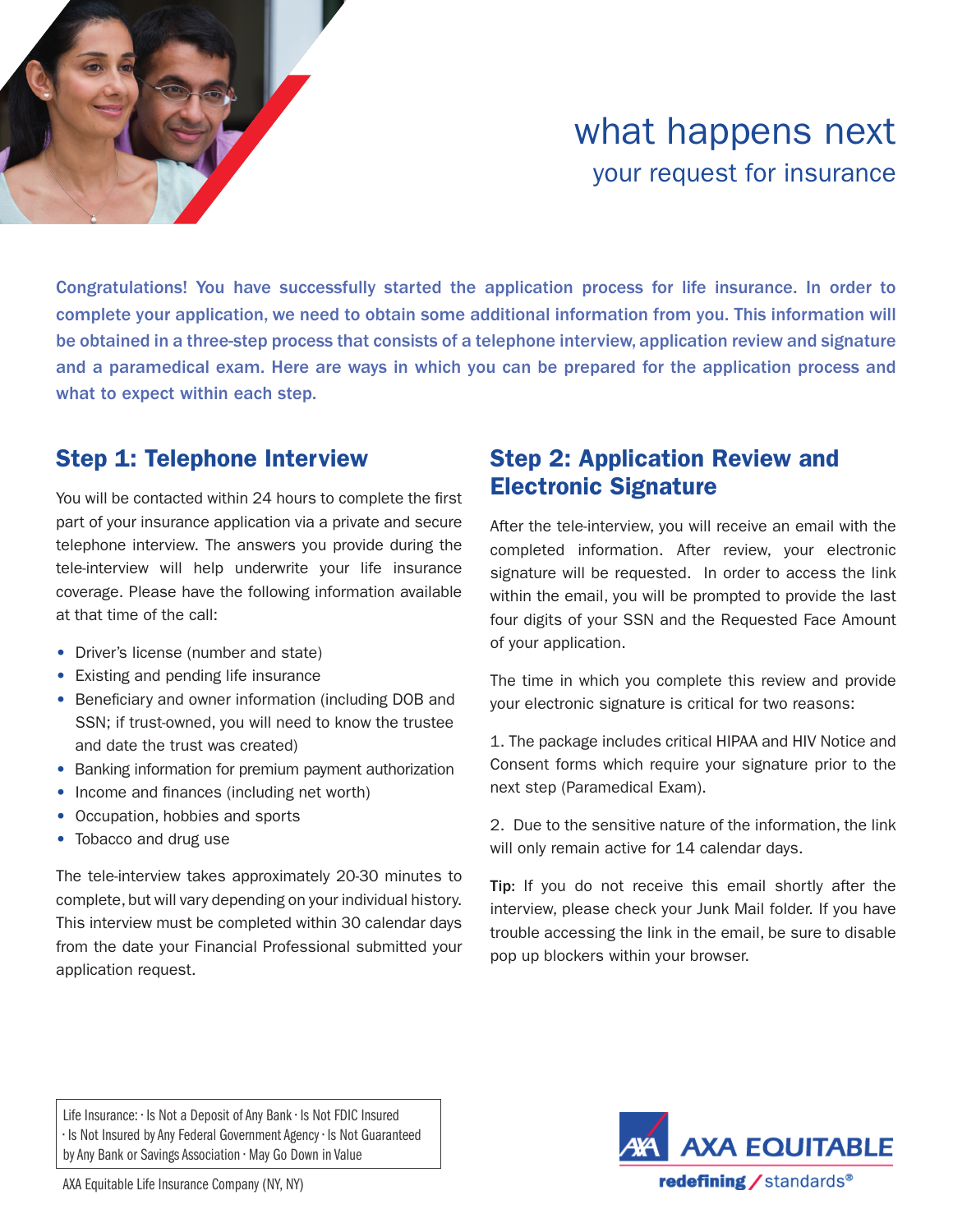# what happens next

## your request for insurance

**Congratulations! You have successfully started the application process for life insurance. In order to complete your application, we need to obtain some additional information from you. This information will be obtained in a three-step process that consists of a telephone interview, application review and signature and a paramedical exam. Here are ways in which you can be prepared for the application process and what to expect within each step.**

## Step 1: Telephone Interview

You will be contacted within 24 hours to complete the first part of your insurance application via a private and secure telephone interview. The answers you provide during the tele-interview will help underwrite your life insurance coverage. Please have the following information available at that time of the call:

- Driver's license (number and state)
- Existing and pending life insurance
- Beneficiary and owner information (including DOB and SSN; if trust-owned, you will need to know the trustee and date the trust was created)
- Banking information for premium payment authorization
- Income and finances (including net worth)
- Occupation, hobbies and sports
- Tobacco and drug use

The tele-interview takes approximately 20-30 minutes to complete, but will vary depending on your individual history. This interview must be completed within 30 calendar days from the date your Financial Professional submitted your application request.

## Step 2: Application Review and Electronic Signature

After the tele-interview, you will receive an email with the completed information. After review, your electronic signature will be requested. In order to access the link within the email, you will be prompted to provide the last four digits of your SSN and the Requested Face Amount of your application.

The time in which you complete this review and provide your electronic signature is critical for two reasons:

1. The package includes critical HIPAA and HIV Notice and Consent forms which require your signature prior to the next step (Paramedical Exam).

2. Due to the sensitive nature of the information, the link will only remain active for 14 calendar days.

**Tip:** If you do not receive this email shortly after the interview, please check your Junk Mail folder. If you have trouble accessing the link in the email, be sure to disable pop up blockers within your browser.

Life Insurance: · Is Not a Deposit of Any Bank · Is Not FDIC Insured · Is Not Insured by Any Federal Government Agency · Is Not Guaranteed by Any Bank or Savings Association · May Go Down in Value

AXA Equitable Life Insurance Company (NY, NY)

AXA EQUITABLE
redefining / standards®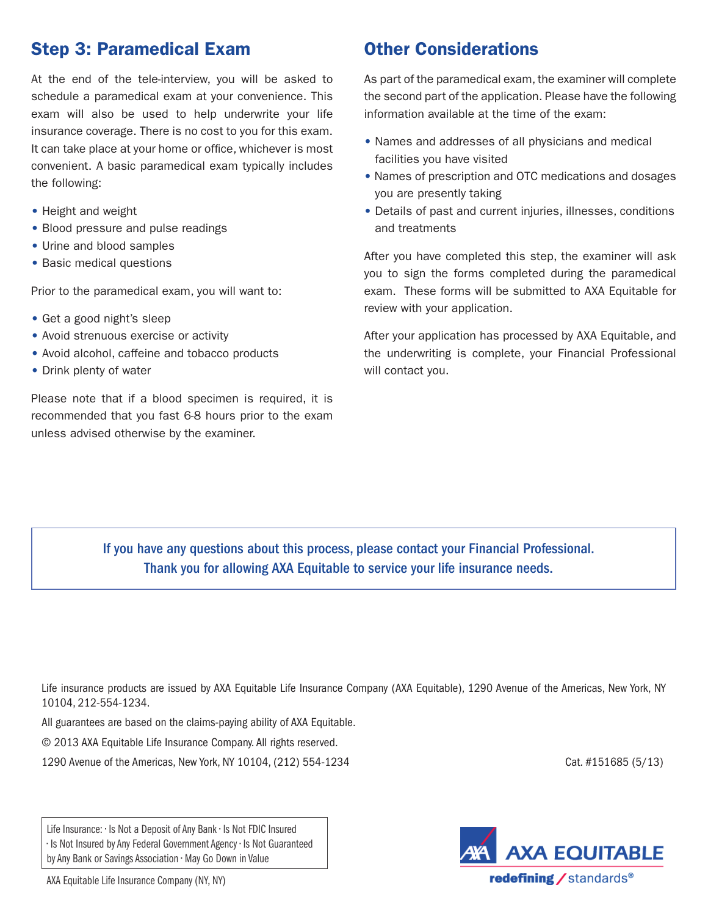## Step 3: Paramedical Exam

At the end of the tele-interview, you will be asked to schedule a paramedical exam at your convenience. This exam will also be used to help underwrite your life insurance coverage. There is no cost to you for this exam. It can take place at your home or office, whichever is most convenient. A basic paramedical exam typically includes the following:

- Height and weight
- Blood pressure and pulse readings
- Urine and blood samples
- Basic medical questions

Prior to the paramedical exam, you will want to:

- Get a good night's sleep
- Avoid strenuous exercise or activity
- Avoid alcohol, caffeine and tobacco products
- Drink plenty of water

Please note that if a blood specimen is required, it is recommended that you fast 6-8 hours prior to the exam unless advised otherwise by the examiner.

## Other Considerations

As part of the paramedical exam, the examiner will complete the second part of the application. Please have the following information available at the time of the exam:

- Names and addresses of all physicians and medical facilities you have visited
- Names of prescription and OTC medications and dosages you are presently taking
- Details of past and current injuries, illnesses, conditions and treatments

After you have completed this step, the examiner will ask you to sign the forms completed during the paramedical exam. These forms will be submitted to AXA Equitable for review with your application.

After your application has processed by AXA Equitable, and the underwriting is complete, your Financial Professional will contact you.

**If you have any questions about this process, please contact your Financial Professional.**
**Thank you for allowing AXA Equitable to service your life insurance needs.**

Life insurance products are issued by AXA Equitable Life Insurance Company (AXA Equitable), 1290 Avenue of the Americas, New York, NY 10104, 212-554-1234.

All guarantees are based on the claims-paying ability of AXA Equitable.

© 2013 AXA Equitable Life Insurance Company. All rights reserved.

1290 Avenue of the Americas, New York, NY 10104, (212) 554-1234

Cat. #151685 (5/13)

Life Insurance: · Is Not a Deposit of Any Bank · Is Not FDIC Insured · Is Not Insured by Any Federal Government Agency · Is Not Guaranteed by Any Bank or Savings Association · May Go Down in Value

AXA Equitable Life Insurance Company (NY, NY)

AXA EQUITABLE

redefining / standards®